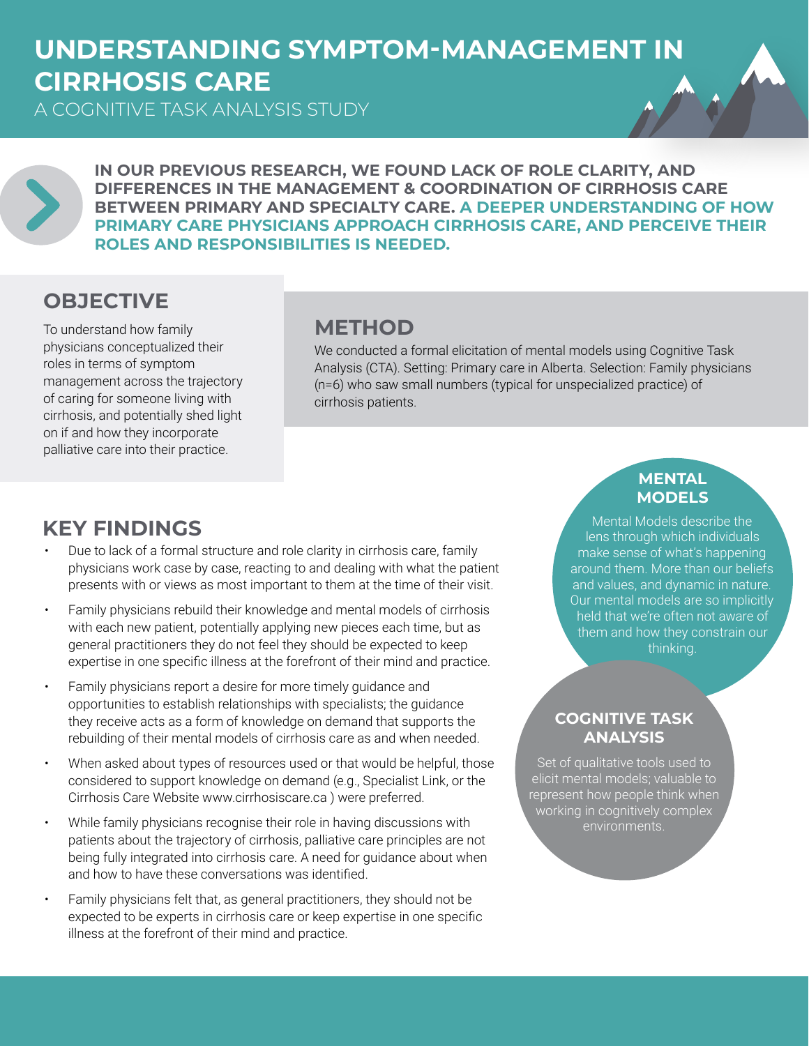# UNDERSTANDING SYMPTOM-MANAGEMENT IN CIRRHOSIS CARE

A COGNITIVE TASK ANALYSIS STUDY

**IN OUR PREVIOUS RESEARCH, WE FOUND LACK OF ROLE CLARITY, AND DIFFERENCES IN THE MANAGEMENT & COORDINATION OF CIRRHOSIS CARE BETWEEN PRIMARY AND SPECIALTY CARE. A DEEPER UNDERSTANDING OF HOW PRIMARY CARE PHYSICIANS APPROACH CIRRHOSIS CARE, AND PERCEIVE THEIR ROLES AND RESPONSIBILITIES IS NEEDED.**

## OBJECTIVE

To understand how family physicians conceptualized their roles in terms of symptom management across the trajectory of caring for someone living with cirrhosis, and potentially shed light on if and how they incorporate palliative care into their practice.

## METHOD

We conducted a formal elicitation of mental models using Cognitive Task Analysis (CTA). Setting: Primary care in Alberta. Selection: Family physicians (n=6) who saw small numbers (typical for unspecialized practice) of cirrhosis patients.

## KEY FINDINGS

- Due to lack of a formal structure and role clarity in cirrhosis care, family physicians work case by case, reacting to and dealing with what the patient presents with or views as most important to them at the time of their visit.
- Family physicians rebuild their knowledge and mental models of cirrhosis with each new patient, potentially applying new pieces each time, but as general practitioners they do not feel they should be expected to keep expertise in one specific illness at the forefront of their mind and practice.
- Family physicians report a desire for more timely guidance and opportunities to establish relationships with specialists; the guidance they receive acts as a form of knowledge on demand that supports the rebuilding of their mental models of cirrhosis care as and when needed.
- When asked about types of resources used or that would be helpful, those considered to support knowledge on demand (e.g., Specialist Link, or the Cirrhosis Care Website www.cirrhosiscare.ca ) were preferred.
- While family physicians recognise their role in having discussions with patients about the trajectory of cirrhosis, palliative care principles are not being fully integrated into cirrhosis care. A need for guidance about when and how to have these conversations was identified.
- Family physicians felt that, as general practitioners, they should not be expected to be experts in cirrhosis care or keep expertise in one specific illness at the forefront of their mind and practice.

### MENTAL MODELS

Mental Models describe the lens through which individuals make sense of what's happening around them. More than our beliefs and values, and dynamic in nature. Our mental models are so implicitly held that we're often not aware of them and how they constrain our thinking.

### COGNITIVE TASK ANALYSIS

Set of qualitative tools used to elicit mental models; valuable to represent how people think when working in cognitively complex environments.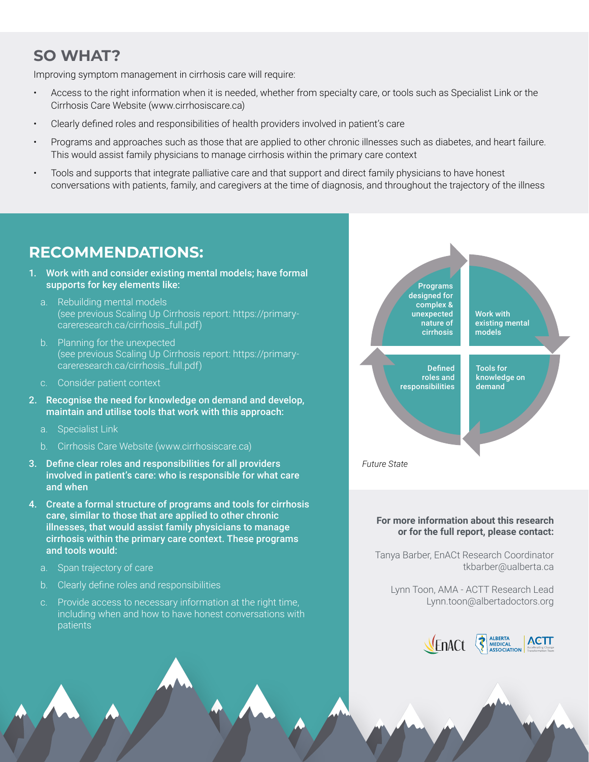## SO WHAT?

Improving symptom management in cirrhosis care will require:

- Access to the right information when it is needed, whether from specialty care, or tools such as Specialist Link or the Cirrhosis Care Website (www.cirrhosiscare.ca)
- Clearly defined roles and responsibilities of health providers involved in patient's care
- Programs and approaches such as those that are applied to other chronic illnesses such as diabetes, and heart failure. This would assist family physicians to manage cirrhosis within the primary care context
- Tools and supports that integrate palliative care and that support and direct family physicians to have honest conversations with patients, family, and caregivers at the time of diagnosis, and throughout the trajectory of the illness

## RECOMMENDATIONS:

1. **Work with and consider existing mental models; have formal supports for key elements like:**
   a. Rebuilding mental models (see previous Scaling Up Cirrhosis report: https://primary-careresearch.ca/cirrhosis_full.pdf)
   b. Planning for the unexpected (see previous Scaling Up Cirrhosis report: https://primary-careresearch.ca/cirrhosis_full.pdf)
   c. Consider patient context
2. **Recognise the need for knowledge on demand and develop, maintain and utilise tools that work with this approach:**
   a. Specialist Link
   b. Cirrhosis Care Website (www.cirrhosiscare.ca)
3. **Define clear roles and responsibilities for all providers involved in patient's care: who is responsible for what care and when**
4. **Create a formal structure of programs and tools for cirrhosis care, similar to those that are applied to other chronic illnesses, that would assist family physicians to manage cirrhosis within the primary care context. These programs and tools would:**
   a. Span trajectory of care
   b. Clearly define roles and responsibilities
   c. Provide access to necessary information at the right time, including when and how to have honest conversations with patients

Programs designed for complex & unexpected nature of cirrhosis

Work with existing mental models

Defined roles and responsibilities

Tools for knowledge on demand

*Future State*

**For more information about this research or for the full report, please contact:**

Tanya Barber, EnACt Research Coordinator
tkbarber@ualberta.ca

Lynn Toon, AMA - ACTT Research Lead
Lynn.toon@albertadoctors.org